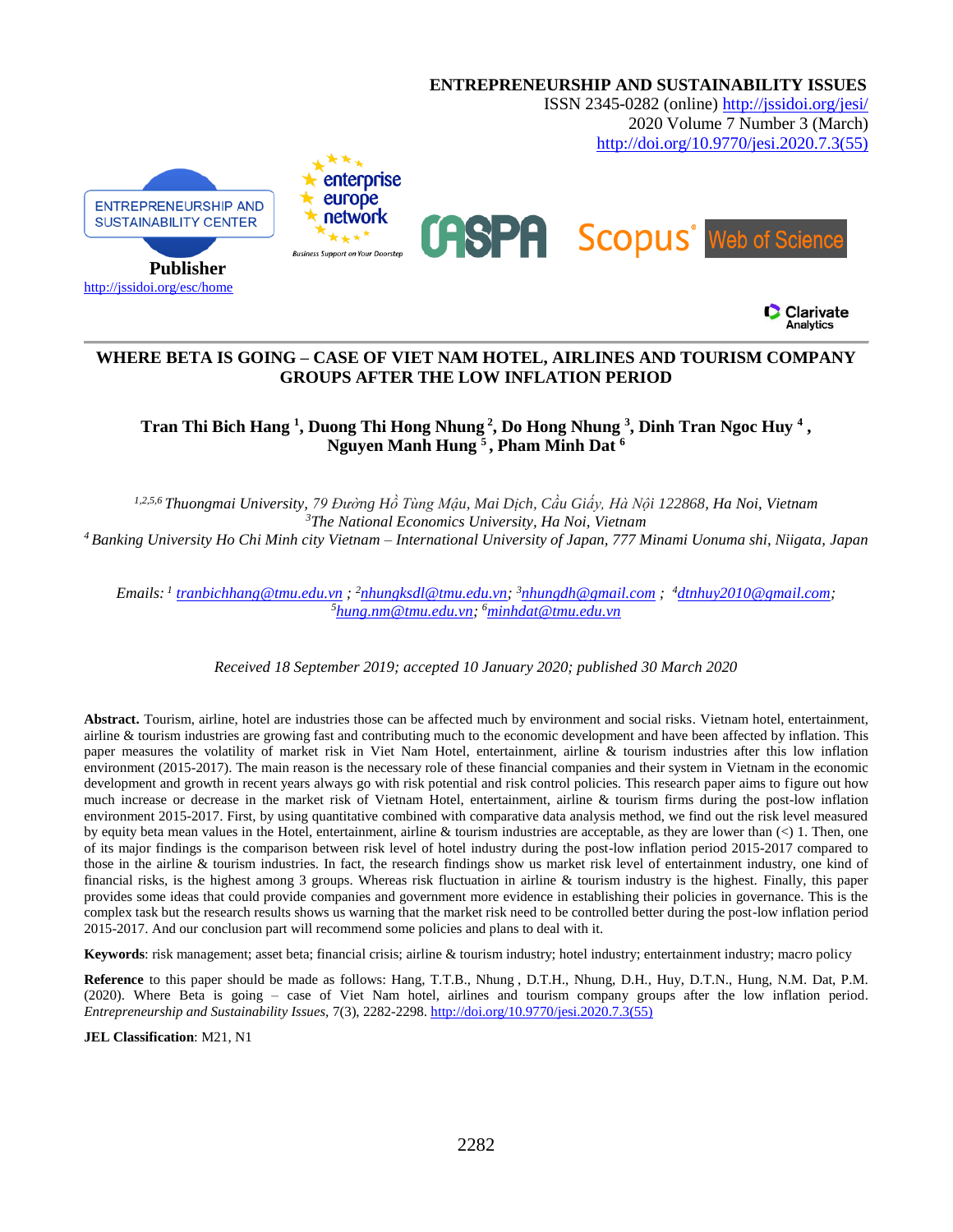**ENTREPRENEURSHIP AND SUSTAINABILITY ISSUES**
ISSN 2345-0282 (online) http://jssidoi.org/jesi/
2020 Volume 7 Number 3 (March)
http://doi.org/10.9770/jesi.2020.7.3(55)

Publisher
http://jssidoi.org/esc/home

# WHERE BETA IS GOING – CASE OF VIET NAM HOTEL, AIRLINES AND TOURISM COMPANY GROUPS AFTER THE LOW INFLATION PERIOD

**Tran Thi Bich Hang [1], Duong Thi Hong Nhung [2], Do Hong Nhung [3], Dinh Tran Ngoc Huy [4], Nguyen Manh Hung [5], Pham Minh Dat [6]**

*[1,2,5,6] Thuongmai University, 79 Đường Hồ Tùng Mậu, Mai Dịch, Cầu Giấy, Hà Nội 122868, Ha Noi, Vietnam*
*[3] The National Economics University, Ha Noi, Vietnam*
*[4] Banking University Ho Chi Minh city Vietnam – International University of Japan, 777 Minami Uonuma shi, Niigata, Japan*

*Emails: [1] tranbichhang@tmu.edu.vn ; [2] nhungksdl@tmu.edu.vn; [3] nhungdh@gmail.com ; [4] dtnhuy2010@gmail.com; [5] hung.nm@tmu.edu.vn; [6] minhdat@tmu.edu.vn*

*Received 18 September 2019; accepted 10 January 2020; published 30 March 2020*

**Abstract.** Tourism, airline, hotel are industries those can be affected much by environment and social risks. Vietnam hotel, entertainment, airline & tourism industries are growing fast and contributing much to the economic development and have been affected by inflation. This paper measures the volatility of market risk in Viet Nam Hotel, entertainment, airline & tourism industries after this low inflation environment (2015-2017). The main reason is the necessary role of these financial companies and their system in Vietnam in the economic development and growth in recent years always go with risk potential and risk control policies. This research paper aims to figure out how much increase or decrease in the market risk of Vietnam Hotel, entertainment, airline & tourism firms during the post-low inflation environment 2015-2017. First, by using quantitative combined with comparative data analysis method, we find out the risk level measured by equity beta mean values in the Hotel, entertainment, airline & tourism industries are acceptable, as they are lower than (<) 1. Then, one of its major findings is the comparison between risk level of hotel industry during the post-low inflation period 2015-2017 compared to those in the airline & tourism industries. In fact, the research findings show us market risk level of entertainment industry, one kind of financial risks, is the highest among 3 groups. Whereas risk fluctuation in airline & tourism industry is the highest. Finally, this paper provides some ideas that could provide companies and government more evidence in establishing their policies in governance. This is the complex task but the research results shows us warning that the market risk need to be controlled better during the post-low inflation period 2015-2017. And our conclusion part will recommend some policies and plans to deal with it.

**Keywords**: risk management; asset beta; financial crisis; airline & tourism industry; hotel industry; entertainment industry; macro policy

**Reference** to this paper should be made as follows: Hang, T.T.B., Nhung , D.T.H., Nhung, D.H., Huy, D.T.N., Hung, N.M. Dat, P.M. (2020). Where Beta is going – case of Viet Nam hotel, airlines and tourism company groups after the low inflation period. *Entrepreneurship and Sustainability Issues*, 7(3), 2282-2298. http://doi.org/10.9770/jesi.2020.7.3(55)

**JEL Classification**: M21, N1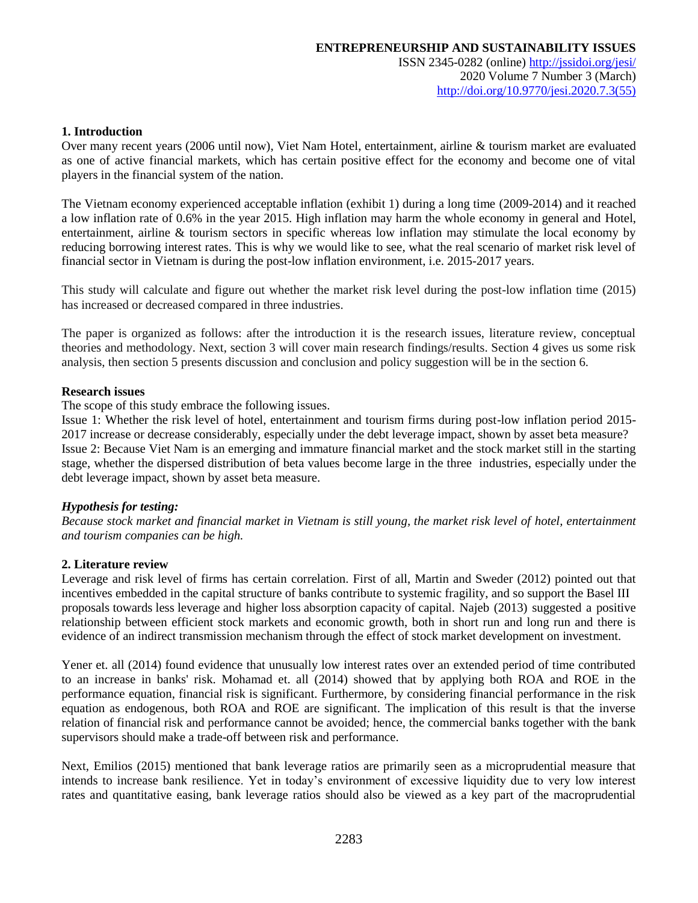## 1. Introduction

Over many recent years (2006 until now), Viet Nam Hotel, entertainment, airline & tourism market are evaluated as one of active financial markets, which has certain positive effect for the economy and become one of vital players in the financial system of the nation.

The Vietnam economy experienced acceptable inflation (exhibit 1) during a long time (2009-2014) and it reached a low inflation rate of 0.6% in the year 2015. High inflation may harm the whole economy in general and Hotel, entertainment, airline & tourism sectors in specific whereas low inflation may stimulate the local economy by reducing borrowing interest rates. This is why we would like to see, what the real scenario of market risk level of financial sector in Vietnam is during the post-low inflation environment, i.e. 2015-2017 years.

This study will calculate and figure out whether the market risk level during the post-low inflation time (2015) has increased or decreased compared in three industries.

The paper is organized as follows: after the introduction it is the research issues, literature review, conceptual theories and methodology. Next, section 3 will cover main research findings/results. Section 4 gives us some risk analysis, then section 5 presents discussion and conclusion and policy suggestion will be in the section 6.

**Research issues**

The scope of this study embrace the following issues.

Issue 1: Whether the risk level of hotel, entertainment and tourism firms during post-low inflation period 2015-2017 increase or decrease considerably, especially under the debt leverage impact, shown by asset beta measure?

Issue 2: Because Viet Nam is an emerging and immature financial market and the stock market still in the starting stage, whether the dispersed distribution of beta values become large in the three industries, especially under the debt leverage impact, shown by asset beta measure.

***Hypothesis for testing:***

*Because stock market and financial market in Vietnam is still young, the market risk level of hotel, entertainment and tourism companies can be high.*

## 2. Literature review

Leverage and risk level of firms has certain correlation. First of all, Martin and Sweder (2012) pointed out that incentives embedded in the capital structure of banks contribute to systemic fragility, and so support the Basel III proposals towards less leverage and higher loss absorption capacity of capital. Najeb (2013) suggested a positive relationship between efficient stock markets and economic growth, both in short run and long run and there is evidence of an indirect transmission mechanism through the effect of stock market development on investment.

Yener et. all (2014) found evidence that unusually low interest rates over an extended period of time contributed to an increase in banks' risk. Mohamad et. all (2014) showed that by applying both ROA and ROE in the performance equation, financial risk is significant. Furthermore, by considering financial performance in the risk equation as endogenous, both ROA and ROE are significant. The implication of this result is that the inverse relation of financial risk and performance cannot be avoided; hence, the commercial banks together with the bank supervisors should make a trade-off between risk and performance.

Next, Emilios (2015) mentioned that bank leverage ratios are primarily seen as a microprudential measure that intends to increase bank resilience. Yet in today's environment of excessive liquidity due to very low interest rates and quantitative easing, bank leverage ratios should also be viewed as a key part of the macroprudential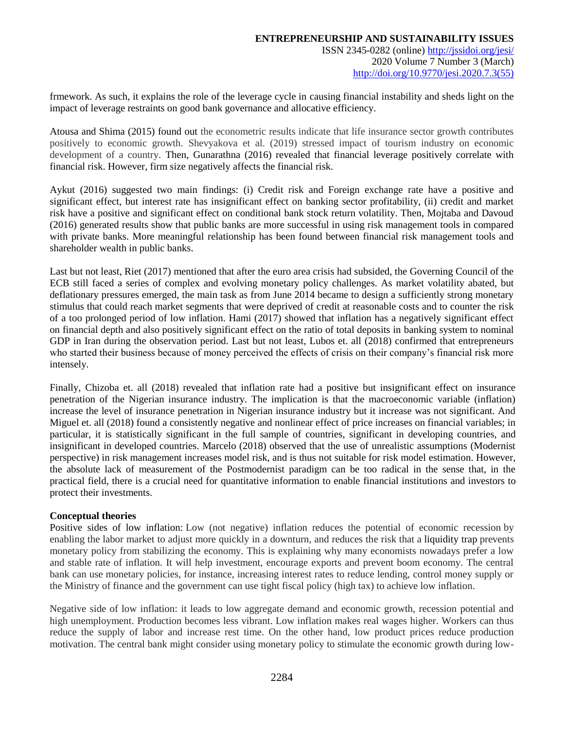frmework. As such, it explains the role of the leverage cycle in causing financial instability and sheds light on the impact of leverage restraints on good bank governance and allocative efficiency.

Atousa and Shima (2015) found out the econometric results indicate that life insurance sector growth contributes positively to economic growth. Shevyakova et al. (2019) stressed impact of tourism industry on economic development of a country. Then, Gunarathna (2016) revealed that financial leverage positively correlate with financial risk. However, firm size negatively affects the financial risk.

Aykut (2016) suggested two main findings: (i) Credit risk and Foreign exchange rate have a positive and significant effect, but interest rate has insignificant effect on banking sector profitability, (ii) credit and market risk have a positive and significant effect on conditional bank stock return volatility. Then, Mojtaba and Davoud (2016) generated results show that public banks are more successful in using risk management tools in compared with private banks. More meaningful relationship has been found between financial risk management tools and shareholder wealth in public banks.

Last but not least, Riet (2017) mentioned that after the euro area crisis had subsided, the Governing Council of the ECB still faced a series of complex and evolving monetary policy challenges. As market volatility abated, but deflationary pressures emerged, the main task as from June 2014 became to design a sufficiently strong monetary stimulus that could reach market segments that were deprived of credit at reasonable costs and to counter the risk of a too prolonged period of low inflation. Hami (2017) showed that inflation has a negatively significant effect on financial depth and also positively significant effect on the ratio of total deposits in banking system to nominal GDP in Iran during the observation period. Last but not least, Lubos et. all (2018) confirmed that entrepreneurs who started their business because of money perceived the effects of crisis on their company's financial risk more intensely.

Finally, Chizoba et. all (2018) revealed that inflation rate had a positive but insignificant effect on insurance penetration of the Nigerian insurance industry. The implication is that the macroeconomic variable (inflation) increase the level of insurance penetration in Nigerian insurance industry but it increase was not significant. And Miguel et. all (2018) found a consistently negative and nonlinear effect of price increases on financial variables; in particular, it is statistically significant in the full sample of countries, significant in developing countries, and insignificant in developed countries. Marcelo (2018) observed that the use of unrealistic assumptions (Modernist perspective) in risk management increases model risk, and is thus not suitable for risk model estimation. However, the absolute lack of measurement of the Postmodernist paradigm can be too radical in the sense that, in the practical field, there is a crucial need for quantitative information to enable financial institutions and investors to protect their investments.

**Conceptual theories**

Positive sides of low inflation: Low (not negative) inflation reduces the potential of economic recession by enabling the labor market to adjust more quickly in a downturn, and reduces the risk that a liquidity trap prevents monetary policy from stabilizing the economy. This is explaining why many economists nowadays prefer a low and stable rate of inflation. It will help investment, encourage exports and prevent boom economy. The central bank can use monetary policies, for instance, increasing interest rates to reduce lending, control money supply or the Ministry of finance and the government can use tight fiscal policy (high tax) to achieve low inflation.

Negative side of low inflation: it leads to low aggregate demand and economic growth, recession potential and high unemployment. Production becomes less vibrant. Low inflation makes real wages higher. Workers can thus reduce the supply of labor and increase rest time. On the other hand, low product prices reduce production motivation. The central bank might consider using monetary policy to stimulate the economic growth during low-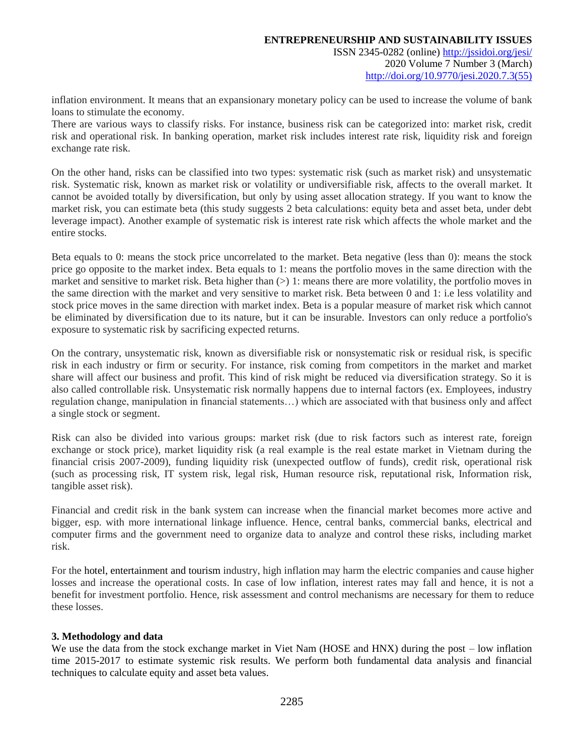inflation environment. It means that an expansionary monetary policy can be used to increase the volume of bank loans to stimulate the economy.
There are various ways to classify risks. For instance, business risk can be categorized into: market risk, credit risk and operational risk. In banking operation, market risk includes interest rate risk, liquidity risk and foreign exchange rate risk.

On the other hand, risks can be classified into two types: systematic risk (such as market risk) and unsystematic risk. Systematic risk, known as market risk or volatility or undiversifiable risk, affects to the overall market. It cannot be avoided totally by diversification, but only by using asset allocation strategy. If you want to know the market risk, you can estimate beta (this study suggests 2 beta calculations: equity beta and asset beta, under debt leverage impact). Another example of systematic risk is interest rate risk which affects the whole market and the entire stocks.

Beta equals to 0: means the stock price uncorrelated to the market. Beta negative (less than 0): means the stock price go opposite to the market index. Beta equals to 1: means the portfolio moves in the same direction with the market and sensitive to market risk. Beta higher than (>) 1: means there are more volatility, the portfolio moves in the same direction with the market and very sensitive to market risk. Beta between 0 and 1: i.e less volatility and stock price moves in the same direction with market index. Beta is a popular measure of market risk which cannot be eliminated by diversification due to its nature, but it can be insurable. Investors can only reduce a portfolio's exposure to systematic risk by sacrificing expected returns.

On the contrary, unsystematic risk, known as diversifiable risk or nonsystematic risk or residual risk, is specific risk in each industry or firm or security. For instance, risk coming from competitors in the market and market share will affect our business and profit. This kind of risk might be reduced via diversification strategy. So it is also called controllable risk. Unsystematic risk normally happens due to internal factors (ex. Employees, industry regulation change, manipulation in financial statements…) which are associated with that business only and affect a single stock or segment.

Risk can also be divided into various groups: market risk (due to risk factors such as interest rate, foreign exchange or stock price), market liquidity risk (a real example is the real estate market in Vietnam during the financial crisis 2007-2009), funding liquidity risk (unexpected outflow of funds), credit risk, operational risk (such as processing risk, IT system risk, legal risk, Human resource risk, reputational risk, Information risk, tangible asset risk).

Financial and credit risk in the bank system can increase when the financial market becomes more active and bigger, esp. with more international linkage influence. Hence, central banks, commercial banks, electrical and computer firms and the government need to organize data to analyze and control these risks, including market risk.

For the hotel, entertainment and tourism industry, high inflation may harm the electric companies and cause higher losses and increase the operational costs. In case of low inflation, interest rates may fall and hence, it is not a benefit for investment portfolio. Hence, risk assessment and control mechanisms are necessary for them to reduce these losses.

## 3. Methodology and data

We use the data from the stock exchange market in Viet Nam (HOSE and HNX) during the post – low inflation time 2015-2017 to estimate systemic risk results. We perform both fundamental data analysis and financial techniques to calculate equity and asset beta values.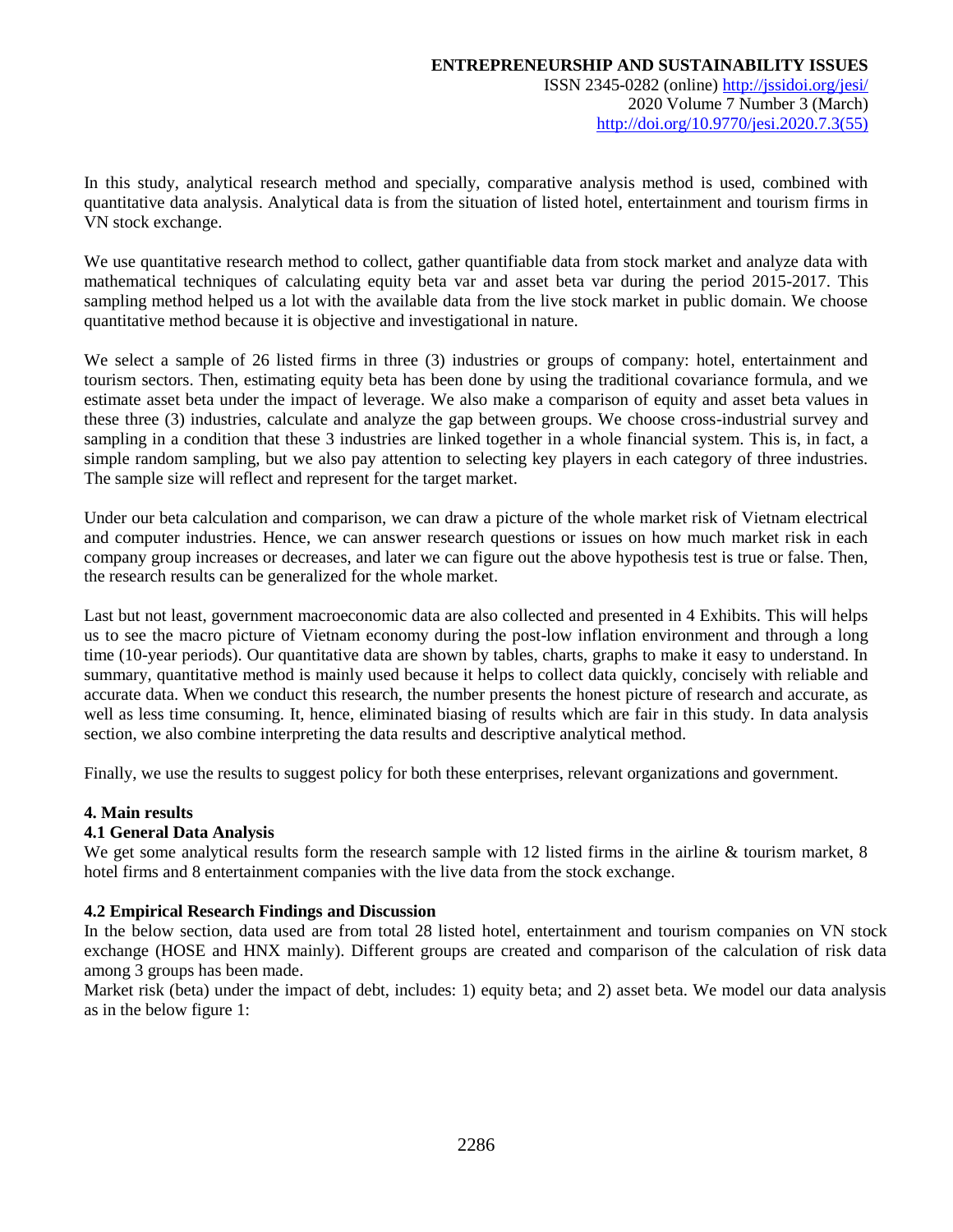In this study, analytical research method and specially, comparative analysis method is used, combined with quantitative data analysis. Analytical data is from the situation of listed hotel, entertainment and tourism firms in VN stock exchange.

We use quantitative research method to collect, gather quantifiable data from stock market and analyze data with mathematical techniques of calculating equity beta var and asset beta var during the period 2015-2017. This sampling method helped us a lot with the available data from the live stock market in public domain. We choose quantitative method because it is objective and investigational in nature.

We select a sample of 26 listed firms in three (3) industries or groups of company: hotel, entertainment and tourism sectors. Then, estimating equity beta has been done by using the traditional covariance formula, and we estimate asset beta under the impact of leverage. We also make a comparison of equity and asset beta values in these three (3) industries, calculate and analyze the gap between groups. We choose cross-industrial survey and sampling in a condition that these 3 industries are linked together in a whole financial system. This is, in fact, a simple random sampling, but we also pay attention to selecting key players in each category of three industries. The sample size will reflect and represent for the target market.

Under our beta calculation and comparison, we can draw a picture of the whole market risk of Vietnam electrical and computer industries. Hence, we can answer research questions or issues on how much market risk in each company group increases or decreases, and later we can figure out the above hypothesis test is true or false. Then, the research results can be generalized for the whole market.

Last but not least, government macroeconomic data are also collected and presented in 4 Exhibits. This will helps us to see the macro picture of Vietnam economy during the post-low inflation environment and through a long time (10-year periods). Our quantitative data are shown by tables, charts, graphs to make it easy to understand. In summary, quantitative method is mainly used because it helps to collect data quickly, concisely with reliable and accurate data. When we conduct this research, the number presents the honest picture of research and accurate, as well as less time consuming. It, hence, eliminated biasing of results which are fair in this study. In data analysis section, we also combine interpreting the data results and descriptive analytical method.

Finally, we use the results to suggest policy for both these enterprises, relevant organizations and government.

## 4. Main results

### 4.1 General Data Analysis

We get some analytical results form the research sample with 12 listed firms in the airline & tourism market, 8 hotel firms and 8 entertainment companies with the live data from the stock exchange.

### 4.2 Empirical Research Findings and Discussion

In the below section, data used are from total 28 listed hotel, entertainment and tourism companies on VN stock exchange (HOSE and HNX mainly). Different groups are created and comparison of the calculation of risk data among 3 groups has been made.

Market risk (beta) under the impact of debt, includes: 1) equity beta; and 2) asset beta. We model our data analysis as in the below figure 1: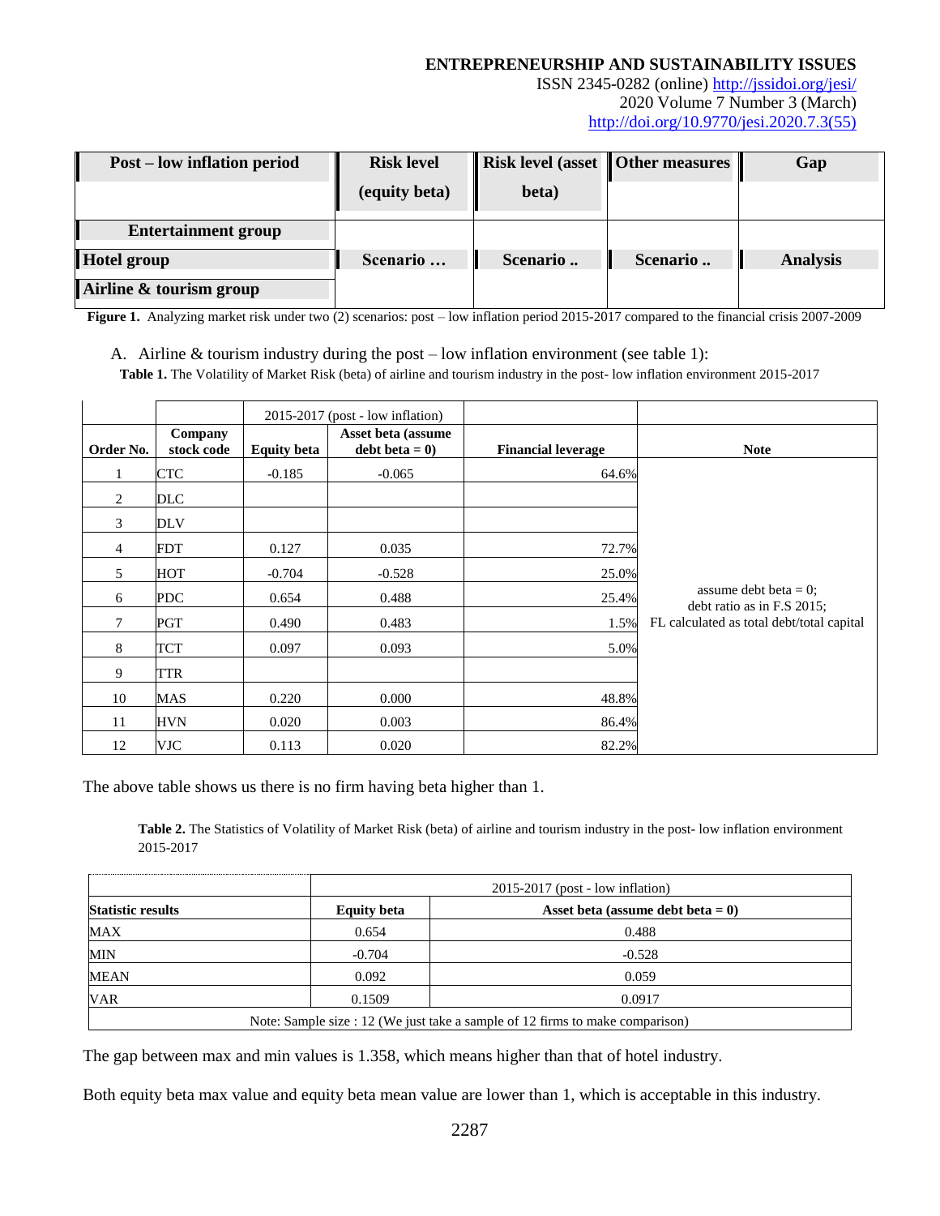| Post – low inflation period | Risk level (equity beta) | Risk level (asset beta) | Other measures | Gap |
|---|---|---|---|---|
| Entertainment group | | | | |
| Hotel group | Scenario … | Scenario .. | Scenario .. | Analysis |
| Airline & tourism group | | | | |

**Figure 1.** Analyzing market risk under two (2) scenarios: post – low inflation period 2015-2017 compared to the financial crisis 2007-2009

A. Airline & tourism industry during the post – low inflation environment (see table 1):

**Table 1.** The Volatility of Market Risk (beta) of airline and tourism industry in the post- low inflation environment 2015-2017

| | | 2015-2017 (post - low inflation) | | | |
|---|---|---|---|---|---|
| **Order No.** | **Company stock code** | **Equity beta** | **Asset beta (assume debt beta = 0)** | **Financial leverage** | **Note** |
| 1 | CTC | -0.185 | -0.065 | 64.6% | assume debt beta = 0; debt ratio as in F.S 2015; FL calculated as total debt/total capital |
| 2 | DLC | | | | |
| 3 | DLV | | | | |
| 4 | FDT | 0.127 | 0.035 | 72.7% | |
| 5 | HOT | -0.704 | -0.528 | 25.0% | |
| 6 | PDC | 0.654 | 0.488 | 25.4% | |
| 7 | PGT | 0.490 | 0.483 | 1.5% | |
| 8 | TCT | 0.097 | 0.093 | 5.0% | |
| 9 | TTR | | | | |
| 10 | MAS | 0.220 | 0.000 | 48.8% | |
| 11 | HVN | 0.020 | 0.003 | 86.4% | |
| 12 | VJC | 0.113 | 0.020 | 82.2% | |

The above table shows us there is no firm having beta higher than 1.

**Table 2.** The Statistics of Volatility of Market Risk (beta) of airline and tourism industry in the post- low inflation environment 2015-2017

| | 2015-2017 (post - low inflation) | |
|---|---|---|
| **Statistic results** | **Equity beta** | **Asset beta (assume debt beta = 0)** |
| MAX | 0.654 | 0.488 |
| MIN | -0.704 | -0.528 |
| MEAN | 0.092 | 0.059 |
| VAR | 0.1509 | 0.0917 |
| Note: Sample size : 12 (We just take a sample of 12 firms to make comparison) | | |

The gap between max and min values is 1.358, which means higher than that of hotel industry.

Both equity beta max value and equity beta mean value are lower than 1, which is acceptable in this industry.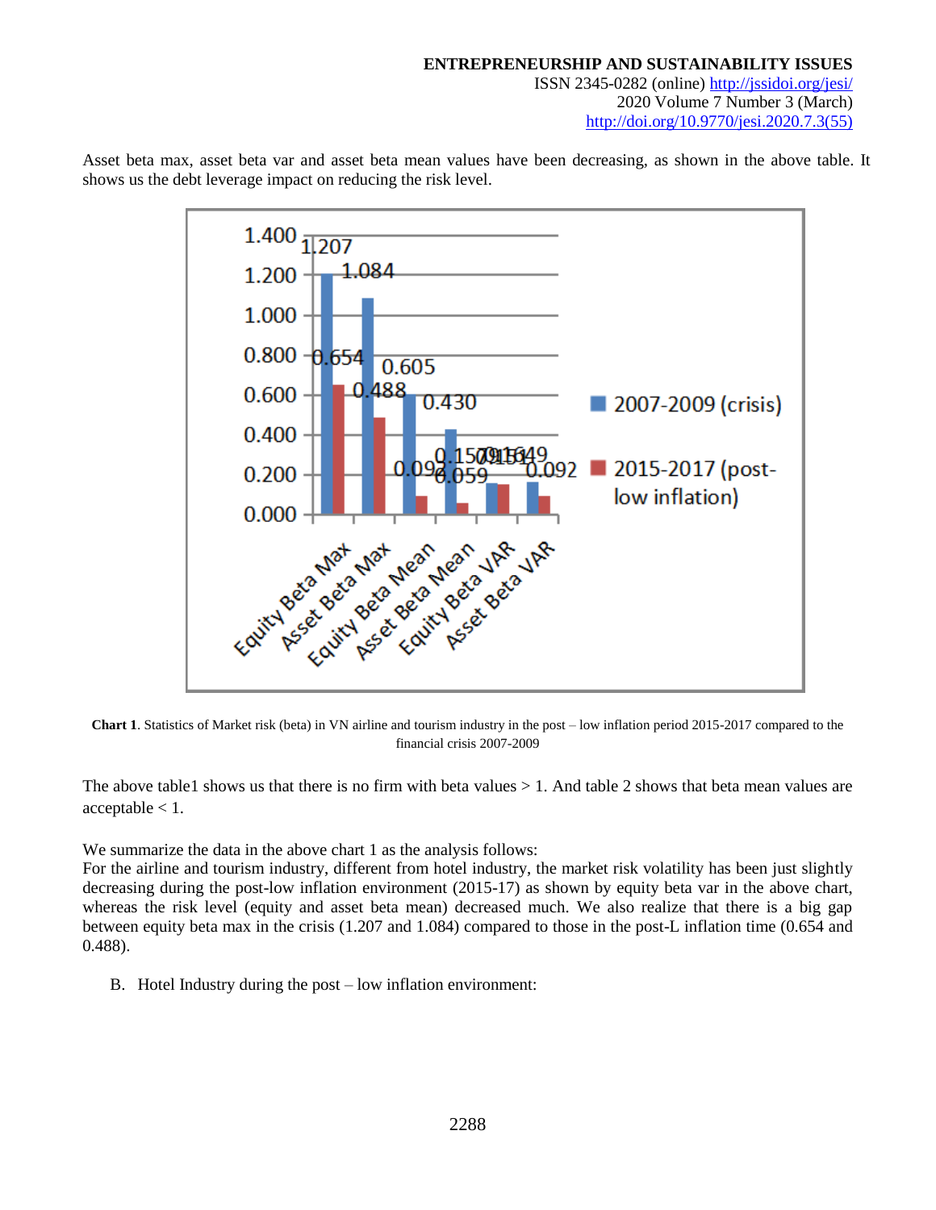Asset beta max, asset beta var and asset beta mean values have been decreasing, as shown in the above table. It shows us the debt leverage impact on reducing the risk level.

**Chart 1**. Statistics of Market risk (beta) in VN airline and tourism industry in the post – low inflation period 2015-2017 compared to the financial crisis 2007-2009

The above table1 shows us that there is no firm with beta values > 1. And table 2 shows that beta mean values are acceptable < 1.

We summarize the data in the above chart 1 as the analysis follows:

For the airline and tourism industry, different from hotel industry, the market risk volatility has been just slightly decreasing during the post-low inflation environment (2015-17) as shown by equity beta var in the above chart, whereas the risk level (equity and asset beta mean) decreased much. We also realize that there is a big gap between equity beta max in the crisis (1.207 and 1.084) compared to those in the post-L inflation time (0.654 and 0.488).

B. Hotel Industry during the post – low inflation environment: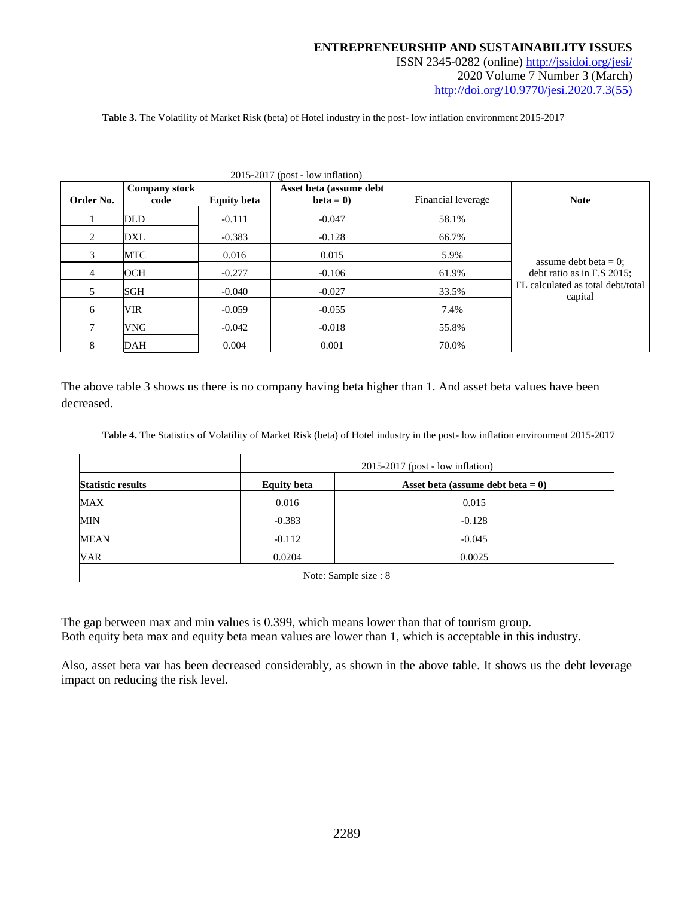**Table 3.** The Volatility of Market Risk (beta) of Hotel industry in the post- low inflation environment 2015-2017

| | | 2015-2017 (post - low inflation) | | | |
|---|---|---|---|---|---|
| **Order No.** | **Company stock code** | **Equity beta** | **Asset beta (assume debt beta = 0)** | Financial leverage | **Note** |
| 1 | DLD | -0.111 | -0.047 | 58.1% | assume debt beta = 0; debt ratio as in F.S 2015; FL calculated as total debt/total capital |
| 2 | DXL | -0.383 | -0.128 | 66.7% | |
| 3 | MTC | 0.016 | 0.015 | 5.9% | |
| 4 | OCH | -0.277 | -0.106 | 61.9% | |
| 5 | SGH | -0.040 | -0.027 | 33.5% | |
| 6 | VIR | -0.059 | -0.055 | 7.4% | |
| 7 | VNG | -0.042 | -0.018 | 55.8% | |
| 8 | DAH | 0.004 | 0.001 | 70.0% | |

The above table 3 shows us there is no company having beta higher than 1. And asset beta values have been decreased.

**Table 4.** The Statistics of Volatility of Market Risk (beta) of Hotel industry in the post- low inflation environment 2015-2017

| | 2015-2017 (post - low inflation) | |
|---|---|---|
| **Statistic results** | **Equity beta** | **Asset beta (assume debt beta = 0)** |
| MAX | 0.016 | 0.015 |
| MIN | -0.383 | -0.128 |
| MEAN | -0.112 | -0.045 |
| VAR | 0.0204 | 0.0025 |
| Note: Sample size : 8 | | |

The gap between max and min values is 0.399, which means lower than that of tourism group.
Both equity beta max and equity beta mean values are lower than 1, which is acceptable in this industry.

Also, asset beta var has been decreased considerably, as shown in the above table. It shows us the debt leverage impact on reducing the risk level.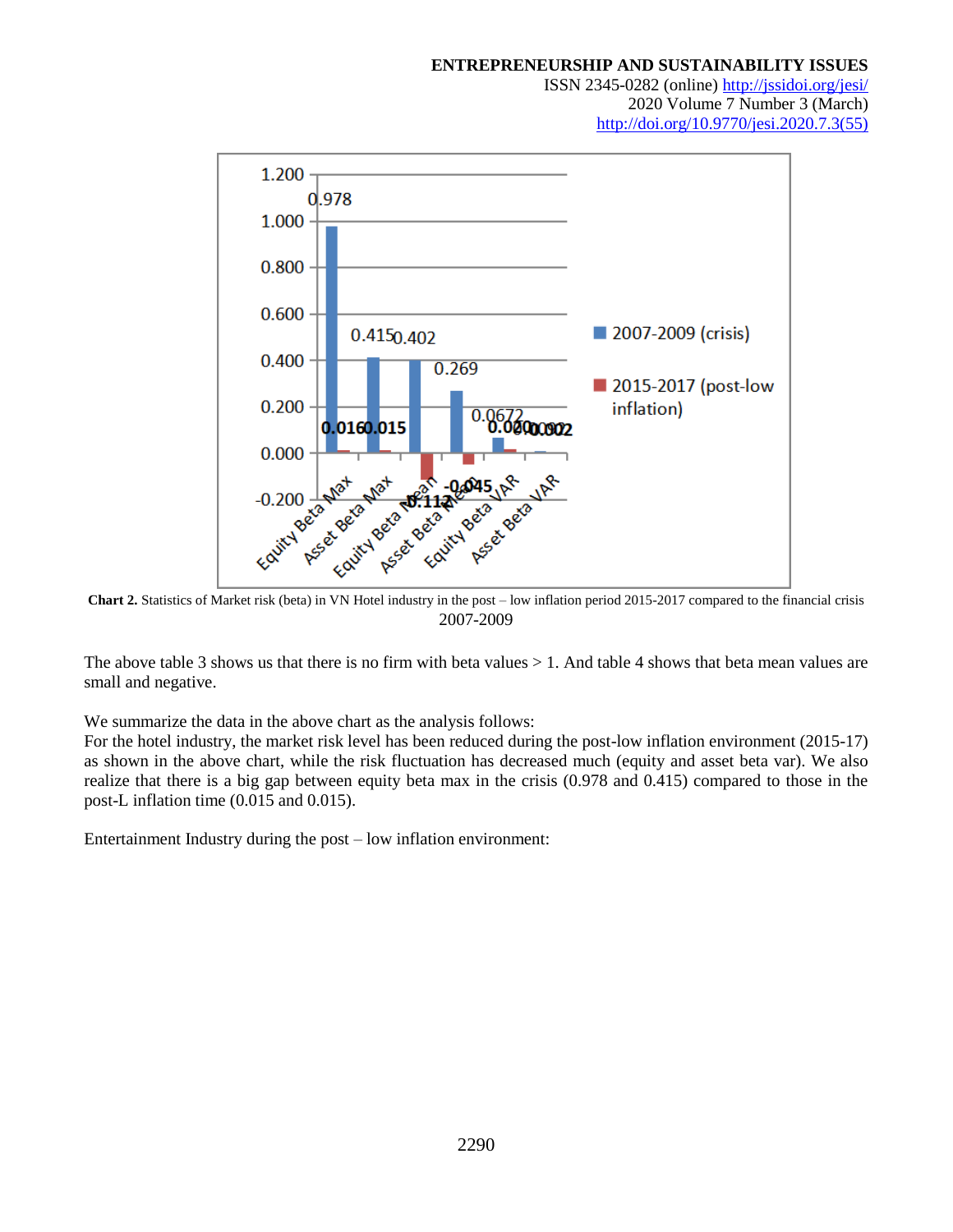**Chart 2.** Statistics of Market risk (beta) in VN Hotel industry in the post – low inflation period 2015-2017 compared to the financial crisis 2007-2009

The above table 3 shows us that there is no firm with beta values > 1. And table 4 shows that beta mean values are small and negative.

We summarize the data in the above chart as the analysis follows:

For the hotel industry, the market risk level has been reduced during the post-low inflation environment (2015-17) as shown in the above chart, while the risk fluctuation has decreased much (equity and asset beta var). We also realize that there is a big gap between equity beta max in the crisis (0.978 and 0.415) compared to those in the post-L inflation time (0.015 and 0.015).

Entertainment Industry during the post – low inflation environment: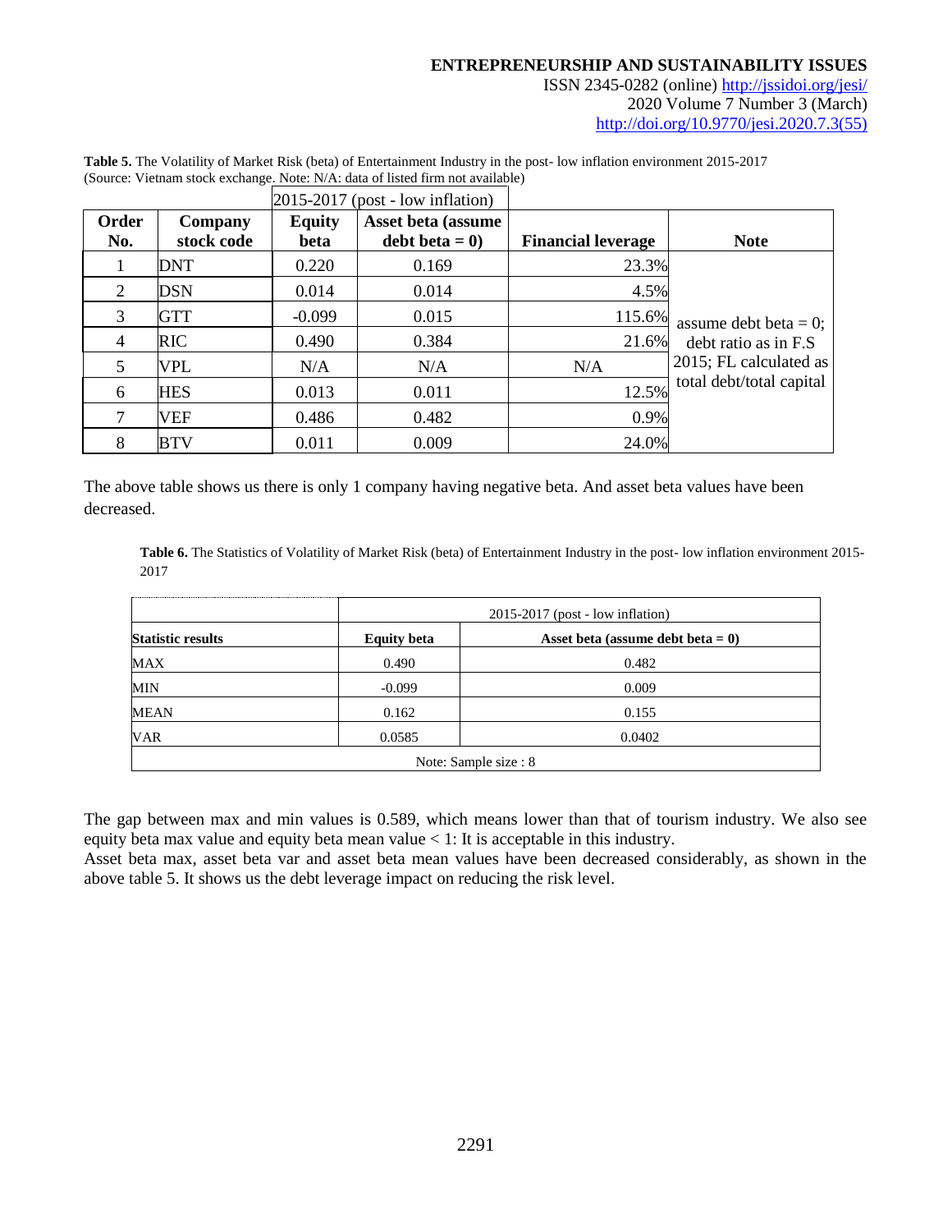**Table 5.** The Volatility of Market Risk (beta) of Entertainment Industry in the post- low inflation environment 2015-2017 (Source: Vietnam stock exchange. Note: N/A: data of listed firm not available)

| | | 2015-2017 (post - low inflation) | | | |
|---|---|---|---|---|---|
| **Order No.** | **Company stock code** | **Equity beta** | **Asset beta (assume debt beta = 0)** | **Financial leverage** | **Note** |
| 1 | DNT | 0.220 | 0.169 | 23.3% | assume debt beta = 0; debt ratio as in F.S 2015; FL calculated as total debt/total capital |
| 2 | DSN | 0.014 | 0.014 | 4.5% | |
| 3 | GTT | -0.099 | 0.015 | 115.6% | |
| 4 | RIC | 0.490 | 0.384 | 21.6% | |
| 5 | VPL | N/A | N/A | N/A | |
| 6 | HES | 0.013 | 0.011 | 12.5% | |
| 7 | VEF | 0.486 | 0.482 | 0.9% | |
| 8 | BTV | 0.011 | 0.009 | 24.0% | |

The above table shows us there is only 1 company having negative beta. And asset beta values have been decreased.

**Table 6.** The Statistics of Volatility of Market Risk (beta) of Entertainment Industry in the post- low inflation environment 2015-2017

| | 2015-2017 (post - low inflation) | |
|---|---|---|
| **Statistic results** | **Equity beta** | **Asset beta (assume debt beta = 0)** |
| MAX | 0.490 | 0.482 |
| MIN | -0.099 | 0.009 |
| MEAN | 0.162 | 0.155 |
| VAR | 0.0585 | 0.0402 |
| Note: Sample size : 8 | | |

The gap between max and min values is 0.589, which means lower than that of tourism industry. We also see equity beta max value and equity beta mean value < 1: It is acceptable in this industry.

Asset beta max, asset beta var and asset beta mean values have been decreased considerably, as shown in the above table 5. It shows us the debt leverage impact on reducing the risk level.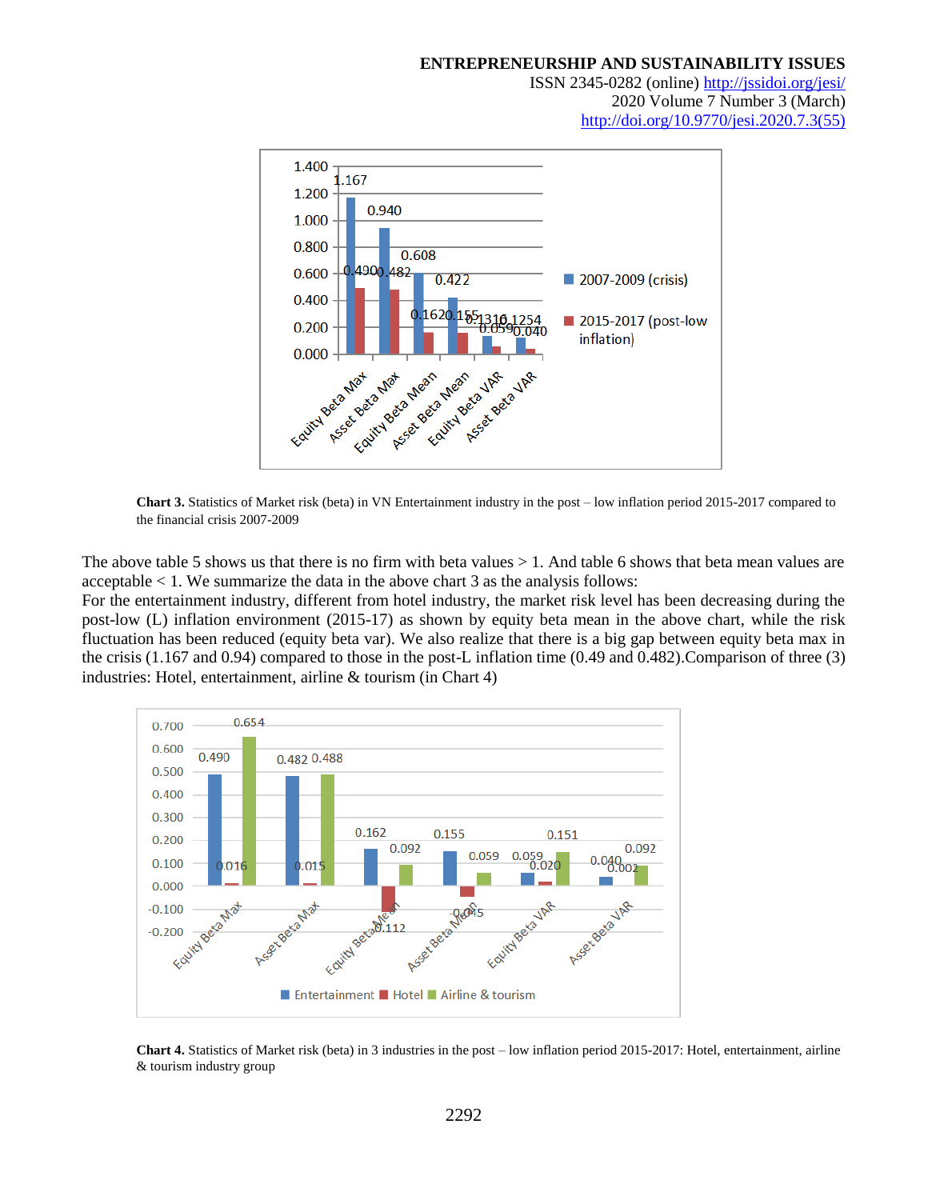**Chart 3.** Statistics of Market risk (beta) in VN Entertainment industry in the post – low inflation period 2015-2017 compared to the financial crisis 2007-2009

The above table 5 shows us that there is no firm with beta values > 1. And table 6 shows that beta mean values are acceptable < 1. We summarize the data in the above chart 3 as the analysis follows:

For the entertainment industry, different from hotel industry, the market risk level has been decreasing during the post-low (L) inflation environment (2015-17) as shown by equity beta mean in the above chart, while the risk fluctuation has been reduced (equity beta var). We also realize that there is a big gap between equity beta max in the crisis (1.167 and 0.94) compared to those in the post-L inflation time (0.49 and 0.482).Comparison of three (3) industries: Hotel, entertainment, airline & tourism (in Chart 4)

**Chart 4.** Statistics of Market risk (beta) in 3 industries in the post – low inflation period 2015-2017: Hotel, entertainment, airline & tourism industry group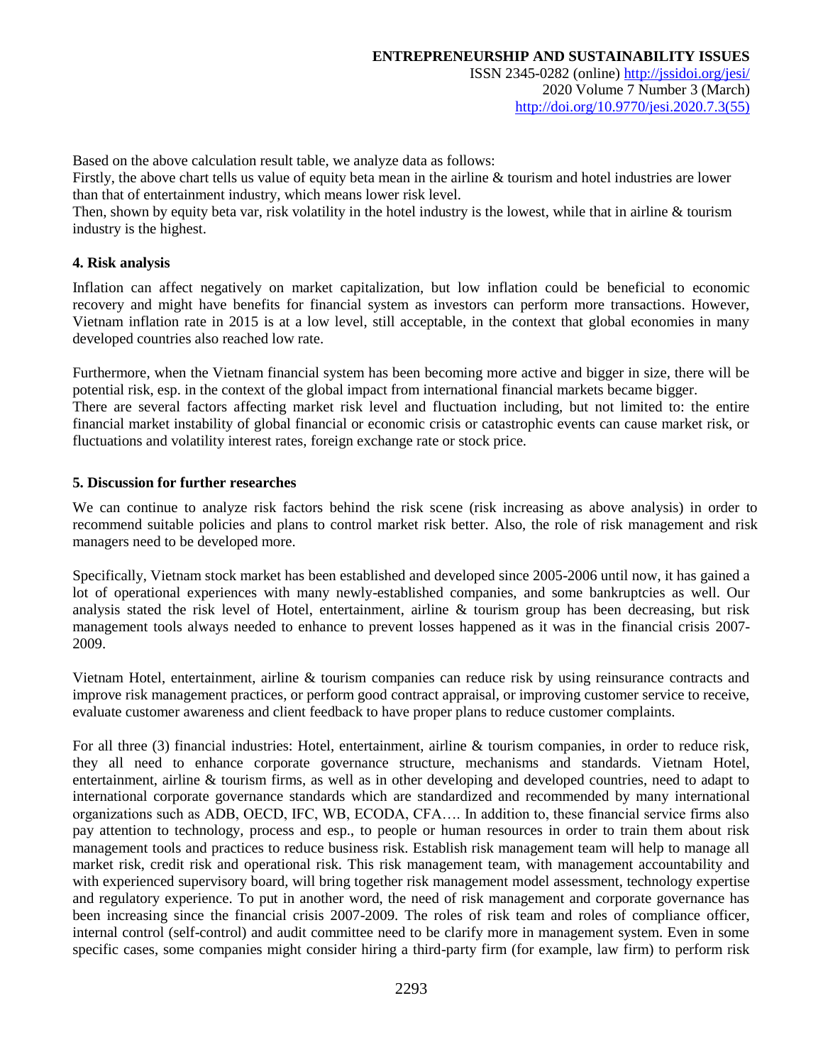Based on the above calculation result table, we analyze data as follows:

Firstly, the above chart tells us value of equity beta mean in the airline & tourism and hotel industries are lower than that of entertainment industry, which means lower risk level.

Then, shown by equity beta var, risk volatility in the hotel industry is the lowest, while that in airline & tourism industry is the highest.

### 4. Risk analysis

Inflation can affect negatively on market capitalization, but low inflation could be beneficial to economic recovery and might have benefits for financial system as investors can perform more transactions. However, Vietnam inflation rate in 2015 is at a low level, still acceptable, in the context that global economies in many developed countries also reached low rate.

Furthermore, when the Vietnam financial system has been becoming more active and bigger in size, there will be potential risk, esp. in the context of the global impact from international financial markets became bigger.

There are several factors affecting market risk level and fluctuation including, but not limited to: the entire financial market instability of global financial or economic crisis or catastrophic events can cause market risk, or fluctuations and volatility interest rates, foreign exchange rate or stock price.

### 5. Discussion for further researches

We can continue to analyze risk factors behind the risk scene (risk increasing as above analysis) in order to recommend suitable policies and plans to control market risk better. Also, the role of risk management and risk managers need to be developed more.

Specifically, Vietnam stock market has been established and developed since 2005-2006 until now, it has gained a lot of operational experiences with many newly-established companies, and some bankruptcies as well. Our analysis stated the risk level of Hotel, entertainment, airline & tourism group has been decreasing, but risk management tools always needed to enhance to prevent losses happened as it was in the financial crisis 2007-2009.

Vietnam Hotel, entertainment, airline & tourism companies can reduce risk by using reinsurance contracts and improve risk management practices, or perform good contract appraisal, or improving customer service to receive, evaluate customer awareness and client feedback to have proper plans to reduce customer complaints.

For all three (3) financial industries: Hotel, entertainment, airline & tourism companies, in order to reduce risk, they all need to enhance corporate governance structure, mechanisms and standards. Vietnam Hotel, entertainment, airline & tourism firms, as well as in other developing and developed countries, need to adapt to international corporate governance standards which are standardized and recommended by many international organizations such as ADB, OECD, IFC, WB, ECODA, CFA…. In addition to, these financial service firms also pay attention to technology, process and esp., to people or human resources in order to train them about risk management tools and practices to reduce business risk. Establish risk management team will help to manage all market risk, credit risk and operational risk. This risk management team, with management accountability and with experienced supervisory board, will bring together risk management model assessment, technology expertise and regulatory experience. To put in another word, the need of risk management and corporate governance has been increasing since the financial crisis 2007-2009. The roles of risk team and roles of compliance officer, internal control (self-control) and audit committee need to be clarify more in management system. Even in some specific cases, some companies might consider hiring a third-party firm (for example, law firm) to perform risk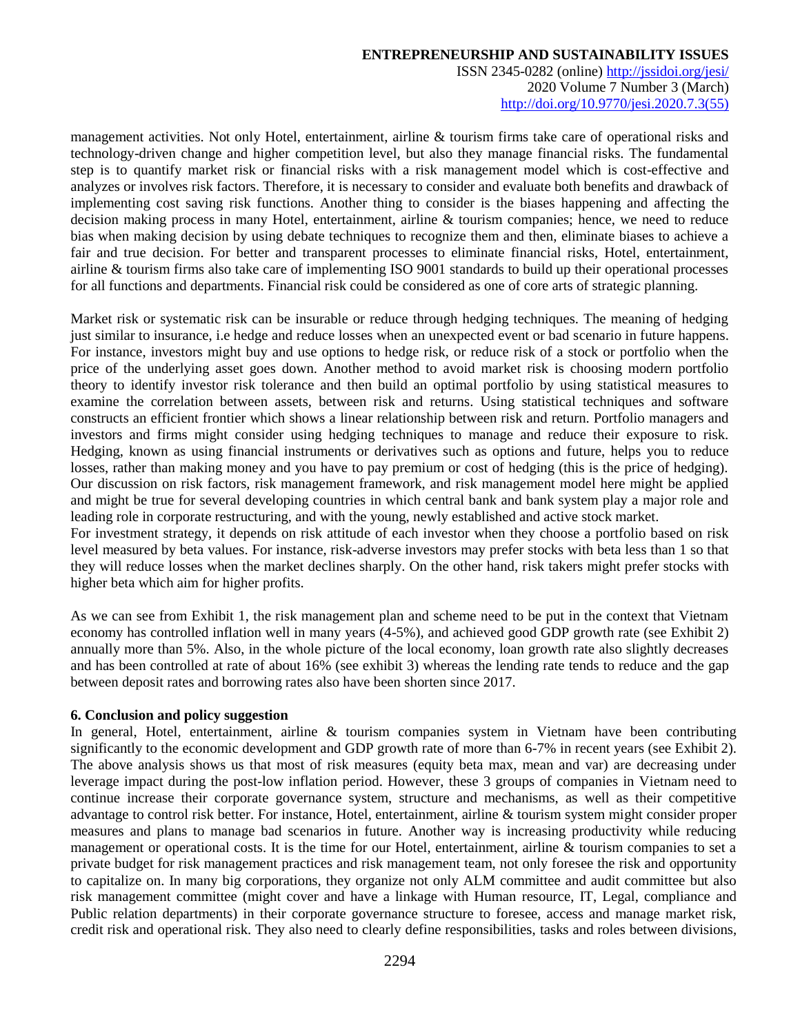management activities. Not only Hotel, entertainment, airline & tourism firms take care of operational risks and technology-driven change and higher competition level, but also they manage financial risks. The fundamental step is to quantify market risk or financial risks with a risk management model which is cost-effective and analyzes or involves risk factors. Therefore, it is necessary to consider and evaluate both benefits and drawback of implementing cost saving risk functions. Another thing to consider is the biases happening and affecting the decision making process in many Hotel, entertainment, airline & tourism companies; hence, we need to reduce bias when making decision by using debate techniques to recognize them and then, eliminate biases to achieve a fair and true decision. For better and transparent processes to eliminate financial risks, Hotel, entertainment, airline & tourism firms also take care of implementing ISO 9001 standards to build up their operational processes for all functions and departments. Financial risk could be considered as one of core arts of strategic planning.

Market risk or systematic risk can be insurable or reduce through hedging techniques. The meaning of hedging just similar to insurance, i.e hedge and reduce losses when an unexpected event or bad scenario in future happens. For instance, investors might buy and use options to hedge risk, or reduce risk of a stock or portfolio when the price of the underlying asset goes down. Another method to avoid market risk is choosing modern portfolio theory to identify investor risk tolerance and then build an optimal portfolio by using statistical measures to examine the correlation between assets, between risk and returns. Using statistical techniques and software constructs an efficient frontier which shows a linear relationship between risk and return. Portfolio managers and investors and firms might consider using hedging techniques to manage and reduce their exposure to risk. Hedging, known as using financial instruments or derivatives such as options and future, helps you to reduce losses, rather than making money and you have to pay premium or cost of hedging (this is the price of hedging). Our discussion on risk factors, risk management framework, and risk management model here might be applied and might be true for several developing countries in which central bank and bank system play a major role and leading role in corporate restructuring, and with the young, newly established and active stock market.

For investment strategy, it depends on risk attitude of each investor when they choose a portfolio based on risk level measured by beta values. For instance, risk-adverse investors may prefer stocks with beta less than 1 so that they will reduce losses when the market declines sharply. On the other hand, risk takers might prefer stocks with higher beta which aim for higher profits.

As we can see from Exhibit 1, the risk management plan and scheme need to be put in the context that Vietnam economy has controlled inflation well in many years (4-5%), and achieved good GDP growth rate (see Exhibit 2) annually more than 5%. Also, in the whole picture of the local economy, loan growth rate also slightly decreases and has been controlled at rate of about 16% (see exhibit 3) whereas the lending rate tends to reduce and the gap between deposit rates and borrowing rates also have been shorten since 2017.

## 6. Conclusion and policy suggestion

In general, Hotel, entertainment, airline & tourism companies system in Vietnam have been contributing significantly to the economic development and GDP growth rate of more than 6-7% in recent years (see Exhibit 2). The above analysis shows us that most of risk measures (equity beta max, mean and var) are decreasing under leverage impact during the post-low inflation period. However, these 3 groups of companies in Vietnam need to continue increase their corporate governance system, structure and mechanisms, as well as their competitive advantage to control risk better. For instance, Hotel, entertainment, airline & tourism system might consider proper measures and plans to manage bad scenarios in future. Another way is increasing productivity while reducing management or operational costs. It is the time for our Hotel, entertainment, airline & tourism companies to set a private budget for risk management practices and risk management team, not only foresee the risk and opportunity to capitalize on. In many big corporations, they organize not only ALM committee and audit committee but also risk management committee (might cover and have a linkage with Human resource, IT, Legal, compliance and Public relation departments) in their corporate governance structure to foresee, access and manage market risk, credit risk and operational risk. They also need to clearly define responsibilities, tasks and roles between divisions,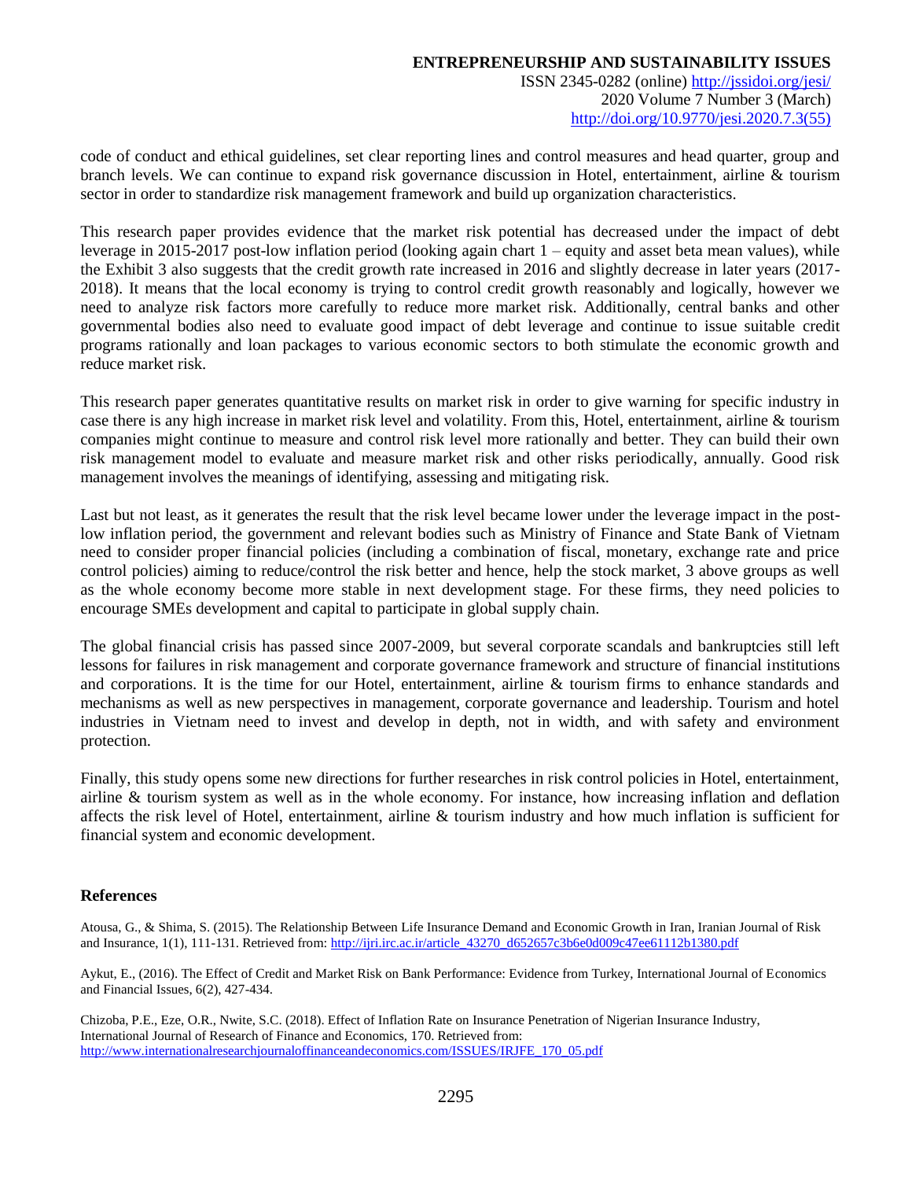code of conduct and ethical guidelines, set clear reporting lines and control measures and head quarter, group and branch levels. We can continue to expand risk governance discussion in Hotel, entertainment, airline & tourism sector in order to standardize risk management framework and build up organization characteristics.

This research paper provides evidence that the market risk potential has decreased under the impact of debt leverage in 2015-2017 post-low inflation period (looking again chart 1 – equity and asset beta mean values), while the Exhibit 3 also suggests that the credit growth rate increased in 2016 and slightly decrease in later years (2017-2018). It means that the local economy is trying to control credit growth reasonably and logically, however we need to analyze risk factors more carefully to reduce more market risk. Additionally, central banks and other governmental bodies also need to evaluate good impact of debt leverage and continue to issue suitable credit programs rationally and loan packages to various economic sectors to both stimulate the economic growth and reduce market risk.

This research paper generates quantitative results on market risk in order to give warning for specific industry in case there is any high increase in market risk level and volatility. From this, Hotel, entertainment, airline & tourism companies might continue to measure and control risk level more rationally and better. They can build their own risk management model to evaluate and measure market risk and other risks periodically, annually. Good risk management involves the meanings of identifying, assessing and mitigating risk.

Last but not least, as it generates the result that the risk level became lower under the leverage impact in the post-low inflation period, the government and relevant bodies such as Ministry of Finance and State Bank of Vietnam need to consider proper financial policies (including a combination of fiscal, monetary, exchange rate and price control policies) aiming to reduce/control the risk better and hence, help the stock market, 3 above groups as well as the whole economy become more stable in next development stage. For these firms, they need policies to encourage SMEs development and capital to participate in global supply chain.

The global financial crisis has passed since 2007-2009, but several corporate scandals and bankruptcies still left lessons for failures in risk management and corporate governance framework and structure of financial institutions and corporations. It is the time for our Hotel, entertainment, airline & tourism firms to enhance standards and mechanisms as well as new perspectives in management, corporate governance and leadership. Tourism and hotel industries in Vietnam need to invest and develop in depth, not in width, and with safety and environment protection.

Finally, this study opens some new directions for further researches in risk control policies in Hotel, entertainment, airline & tourism system as well as in the whole economy. For instance, how increasing inflation and deflation affects the risk level of Hotel, entertainment, airline & tourism industry and how much inflation is sufficient for financial system and economic development.

## References

Atousa, G., & Shima, S. (2015). The Relationship Between Life Insurance Demand and Economic Growth in Iran, Iranian Journal of Risk and Insurance, 1(1), 111-131. Retrieved from: http://ijri.irc.ac.ir/article_43270_d652657c3b6e0d009c47ee61112b1380.pdf

Aykut, E., (2016). The Effect of Credit and Market Risk on Bank Performance: Evidence from Turkey, International Journal of Economics and Financial Issues, 6(2), 427-434.

Chizoba, P.E., Eze, O.R., Nwite, S.C. (2018). Effect of Inflation Rate on Insurance Penetration of Nigerian Insurance Industry, International Journal of Research of Finance and Economics, 170. Retrieved from: http://www.internationalresearchjournaloffinanceandeconomics.com/ISSUES/IRJFE_170_05.pdf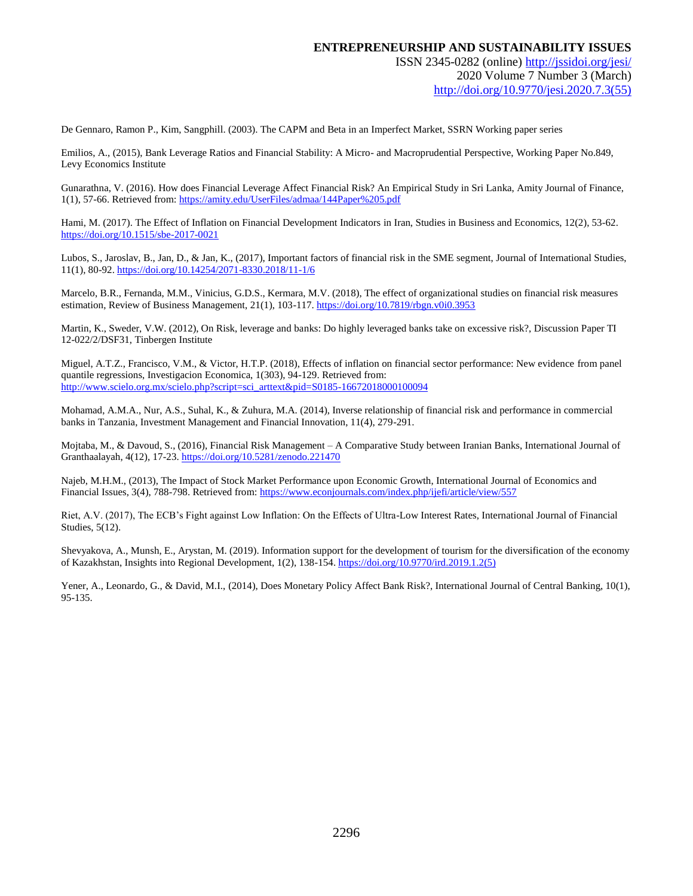De Gennaro, Ramon P., Kim, Sangphill. (2003). The CAPM and Beta in an Imperfect Market, SSRN Working paper series

Emilios, A., (2015), Bank Leverage Ratios and Financial Stability: A Micro- and Macroprudential Perspective, Working Paper No.849, Levy Economics Institute

Gunarathna, V. (2016). How does Financial Leverage Affect Financial Risk? An Empirical Study in Sri Lanka, Amity Journal of Finance, 1(1), 57-66. Retrieved from: https://amity.edu/UserFiles/admaa/144Paper%205.pdf

Hami, M. (2017). The Effect of Inflation on Financial Development Indicators in Iran, Studies in Business and Economics, 12(2), 53-62. https://doi.org/10.1515/sbe-2017-0021

Lubos, S., Jaroslav, B., Jan, D., & Jan, K., (2017), Important factors of financial risk in the SME segment, Journal of International Studies, 11(1), 80-92. https://doi.org/10.14254/2071-8330.2018/11-1/6

Marcelo, B.R., Fernanda, M.M., Vinicius, G.D.S., Kermara, M.V. (2018), The effect of organizational studies on financial risk measures estimation, Review of Business Management, 21(1), 103-117. https://doi.org/10.7819/rbgn.v0i0.3953

Martin, K., Sweder, V.W. (2012), On Risk, leverage and banks: Do highly leveraged banks take on excessive risk?, Discussion Paper TI 12-022/2/DSF31, Tinbergen Institute

Miguel, A.T.Z., Francisco, V.M., & Victor, H.T.P. (2018), Effects of inflation on financial sector performance: New evidence from panel quantile regressions, Investigacion Economica, 1(303), 94-129. Retrieved from: http://www.scielo.org.mx/scielo.php?script=sci_arttext&pid=S0185-16672018000100094

Mohamad, A.M.A., Nur, A.S., Suhal, K., & Zuhura, M.A. (2014), Inverse relationship of financial risk and performance in commercial banks in Tanzania, Investment Management and Financial Innovation, 11(4), 279-291.

Mojtaba, M., & Davoud, S., (2016), Financial Risk Management – A Comparative Study between Iranian Banks, International Journal of Granthaalayah, 4(12), 17-23. https://doi.org/10.5281/zenodo.221470

Najeb, M.H.M., (2013), The Impact of Stock Market Performance upon Economic Growth, International Journal of Economics and Financial Issues, 3(4), 788-798. Retrieved from: https://www.econjournals.com/index.php/ijefi/article/view/557

Riet, A.V. (2017), The ECB's Fight against Low Inflation: On the Effects of Ultra-Low Interest Rates, International Journal of Financial Studies, 5(12).

Shevyakova, A., Munsh, E., Arystan, M. (2019). Information support for the development of tourism for the diversification of the economy of Kazakhstan, Insights into Regional Development, 1(2), 138-154. https://doi.org/10.9770/ird.2019.1.2(5)

Yener, A., Leonardo, G., & David, M.I., (2014), Does Monetary Policy Affect Bank Risk?, International Journal of Central Banking, 10(1), 95-135.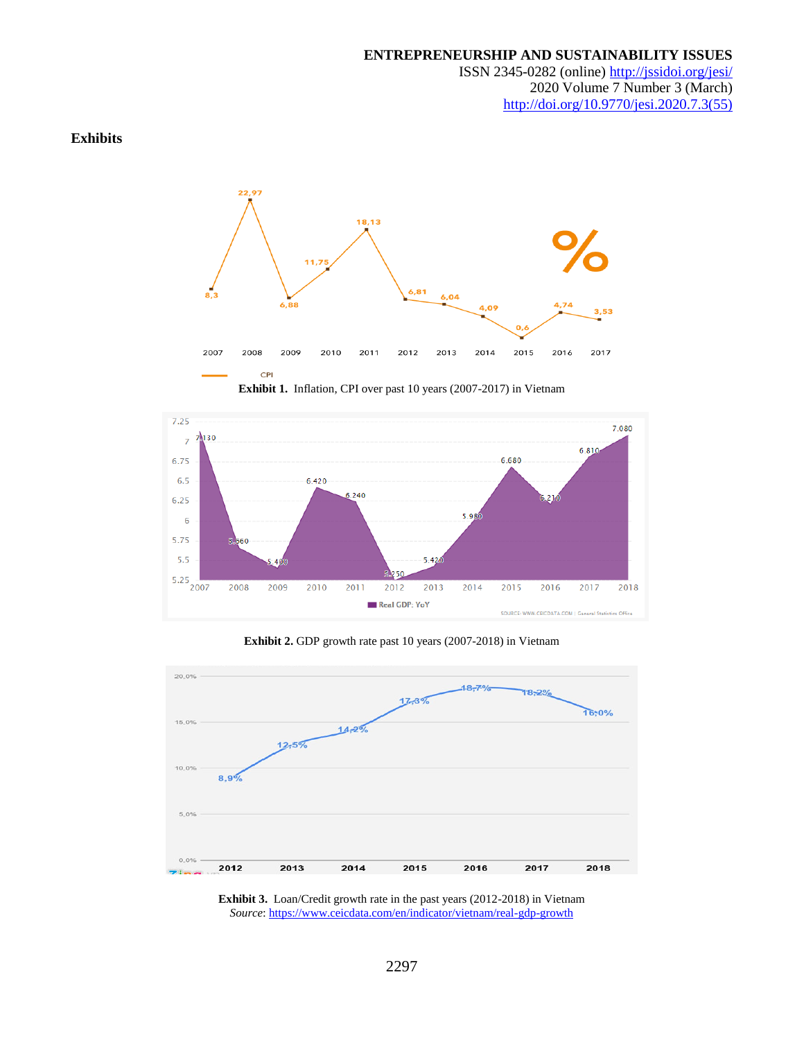## Exhibits

**Exhibit 1.** Inflation, CPI over past 10 years (2007-2017) in Vietnam

**Exhibit 2.** GDP growth rate past 10 years (2007-2018) in Vietnam

**Exhibit 3.** Loan/Credit growth rate in the past years (2012-2018) in Vietnam
*Source*: https://www.ceicdata.com/en/indicator/vietnam/real-gdp-growth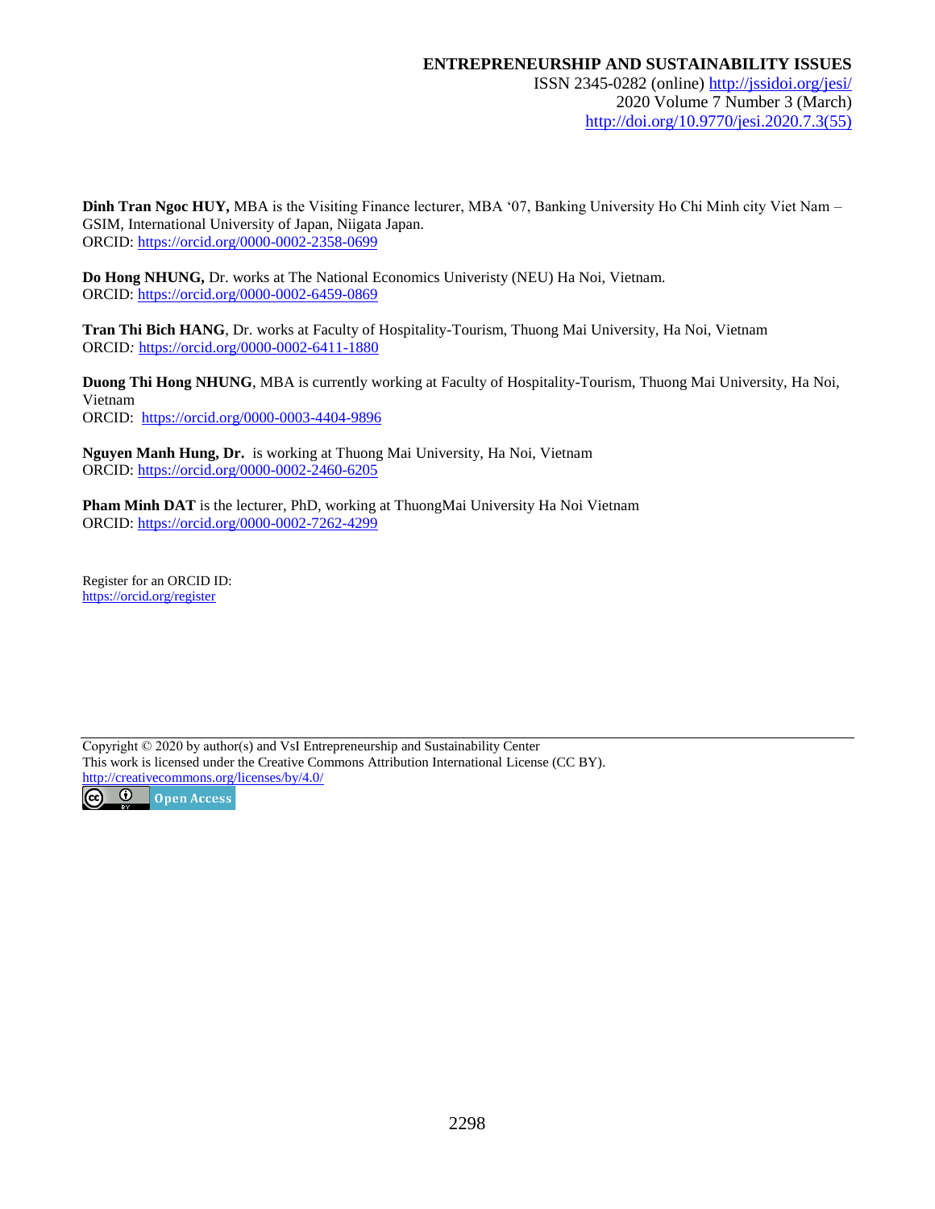**Dinh Tran Ngoc HUY,** MBA is the Visiting Finance lecturer, MBA '07, Banking University Ho Chi Minh city Viet Nam – GSIM, International University of Japan, Niigata Japan.
ORCID: https://orcid.org/0000-0002-2358-0699

**Do Hong NHUNG,** Dr. works at The National Economics Univeristy (NEU) Ha Noi, Vietnam.
ORCID: https://orcid.org/0000-0002-6459-0869

**Tran Thi Bich HANG**, Dr. works at Faculty of Hospitality-Tourism, Thuong Mai University, Ha Noi, Vietnam
ORCID: https://orcid.org/0000-0002-6411-1880

**Duong Thi Hong NHUNG**, MBA is currently working at Faculty of Hospitality-Tourism, Thuong Mai University, Ha Noi, Vietnam
ORCID: https://orcid.org/0000-0003-4404-9896

**Nguyen Manh Hung, Dr.** is working at Thuong Mai University, Ha Noi, Vietnam
ORCID: https://orcid.org/0000-0002-2460-6205

**Pham Minh DAT** is the lecturer, PhD, working at ThuongMai University Ha Noi Vietnam
ORCID: https://orcid.org/0000-0002-7262-4299

Register for an ORCID ID:
https://orcid.org/register

---

Copyright © 2020 by author(s) and VsI Entrepreneurship and Sustainability Center
This work is licensed under the Creative Commons Attribution International License (CC BY).
http://creativecommons.org/licenses/by/4.0/

Open Access